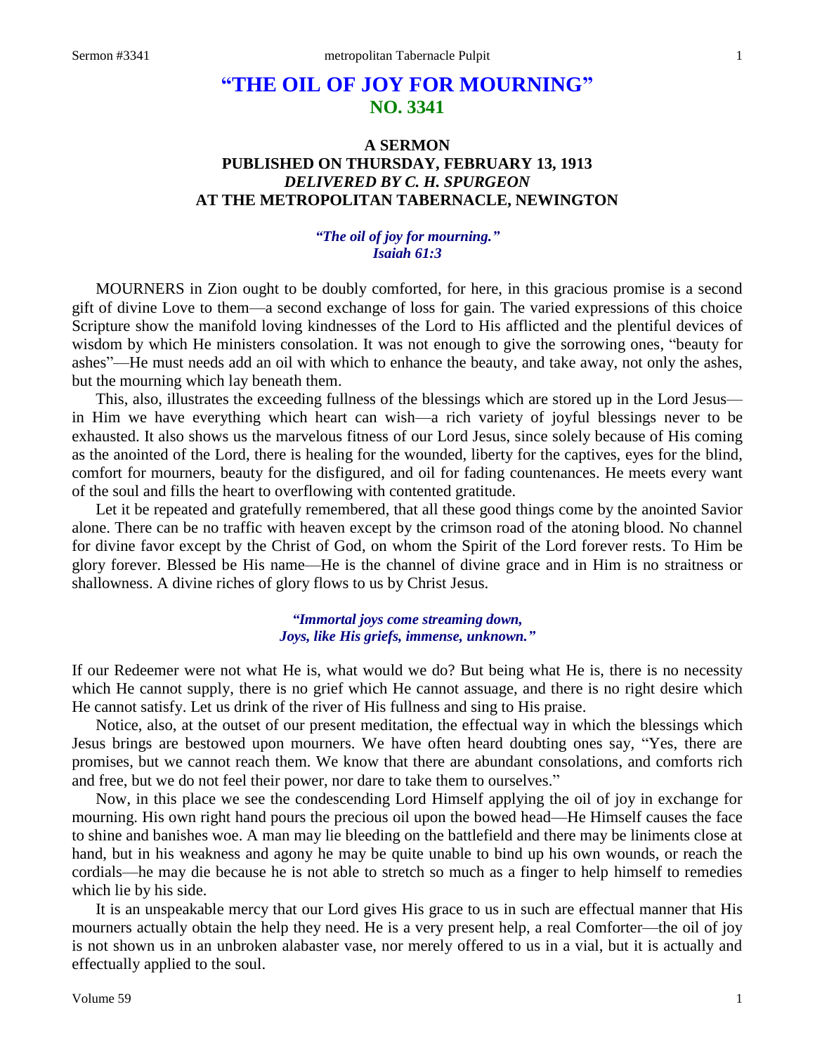# "THE OIL OF JOY FOR MOURNING"
## NO. 3341

### A SERMON
### PUBLISHED ON THURSDAY, FEBRUARY 13, 1913
### *DELIVERED BY C. H. SPURGEON*
### AT THE METROPOLITAN TABERNACLE, NEWINGTON

*"The oil of joy for mourning."*
*Isaiah 61:3*

MOURNERS in Zion ought to be doubly comforted, for here, in this gracious promise is a second gift of divine Love to them—a second exchange of loss for gain. The varied expressions of this choice Scripture show the manifold loving kindnesses of the Lord to His afflicted and the plentiful devices of wisdom by which He ministers consolation. It was not enough to give the sorrowing ones, "beauty for ashes"—He must needs add an oil with which to enhance the beauty, and take away, not only the ashes, but the mourning which lay beneath them.

This, also, illustrates the exceeding fullness of the blessings which are stored up in the Lord Jesus—in Him we have everything which heart can wish—a rich variety of joyful blessings never to be exhausted. It also shows us the marvelous fitness of our Lord Jesus, since solely because of His coming as the anointed of the Lord, there is healing for the wounded, liberty for the captives, eyes for the blind, comfort for mourners, beauty for the disfigured, and oil for fading countenances. He meets every want of the soul and fills the heart to overflowing with contented gratitude.

Let it be repeated and gratefully remembered, that all these good things come by the anointed Savior alone. There can be no traffic with heaven except by the crimson road of the atoning blood. No channel for divine favor except by the Christ of God, on whom the Spirit of the Lord forever rests. To Him be glory forever. Blessed be His name—He is the channel of divine grace and in Him is no straitness or shallowness. A divine riches of glory flows to us by Christ Jesus.

*"Immortal joys come streaming down,*
*Joys, like His griefs, immense, unknown."*

If our Redeemer were not what He is, what would we do? But being what He is, there is no necessity which He cannot supply, there is no grief which He cannot assuage, and there is no right desire which He cannot satisfy. Let us drink of the river of His fullness and sing to His praise.

Notice, also, at the outset of our present meditation, the effectual way in which the blessings which Jesus brings are bestowed upon mourners. We have often heard doubting ones say, "Yes, there are promises, but we cannot reach them. We know that there are abundant consolations, and comforts rich and free, but we do not feel their power, nor dare to take them to ourselves."

Now, in this place we see the condescending Lord Himself applying the oil of joy in exchange for mourning. His own right hand pours the precious oil upon the bowed head—He Himself causes the face to shine and banishes woe. A man may lie bleeding on the battlefield and there may be liniments close at hand, but in his weakness and agony he may be quite unable to bind up his own wounds, or reach the cordials—he may die because he is not able to stretch so much as a finger to help himself to remedies which lie by his side.

It is an unspeakable mercy that our Lord gives His grace to us in such are effectual manner that His mourners actually obtain the help they need. He is a very present help, a real Comforter—the oil of joy is not shown us in an unbroken alabaster vase, nor merely offered to us in a vial, but it is actually and effectually applied to the soul.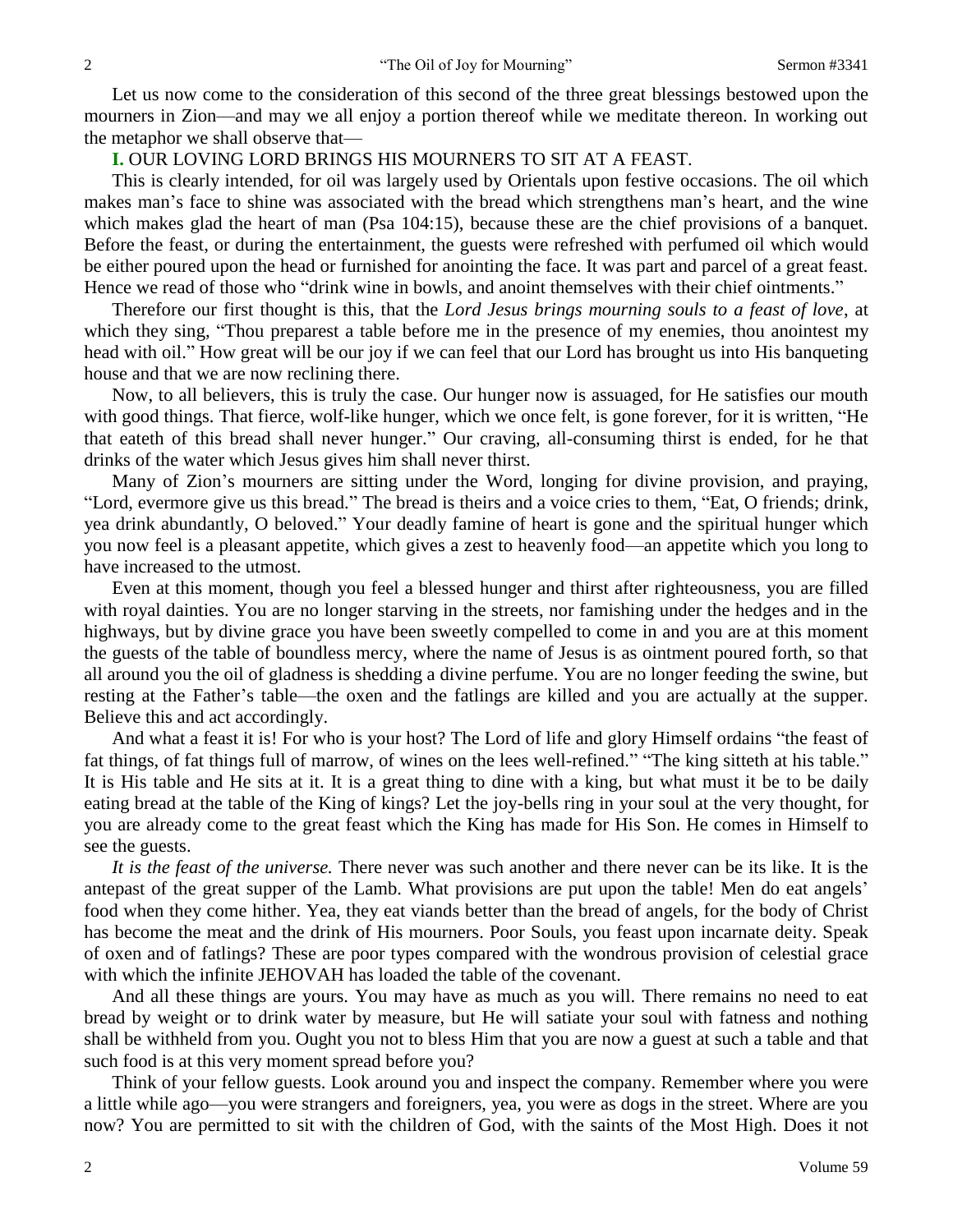Let us now come to the consideration of this second of the three great blessings bestowed upon the mourners in Zion—and may we all enjoy a portion thereof while we meditate thereon. In working out the metaphor we shall observe that—

**I.** OUR LOVING LORD BRINGS HIS MOURNERS TO SIT AT A FEAST.

This is clearly intended, for oil was largely used by Orientals upon festive occasions. The oil which makes man's face to shine was associated with the bread which strengthens man's heart, and the wine which makes glad the heart of man (Psa 104:15), because these are the chief provisions of a banquet. Before the feast, or during the entertainment, the guests were refreshed with perfumed oil which would be either poured upon the head or furnished for anointing the face. It was part and parcel of a great feast. Hence we read of those who "drink wine in bowls, and anoint themselves with their chief ointments."

Therefore our first thought is this, that the *Lord Jesus brings mourning souls to a feast of love,* at which they sing, "Thou preparest a table before me in the presence of my enemies, thou anointest my head with oil." How great will be our joy if we can feel that our Lord has brought us into His banqueting house and that we are now reclining there.

Now, to all believers, this is truly the case. Our hunger now is assuaged, for He satisfies our mouth with good things. That fierce, wolf-like hunger, which we once felt, is gone forever, for it is written, "He that eateth of this bread shall never hunger." Our craving, all-consuming thirst is ended, for he that drinks of the water which Jesus gives him shall never thirst.

Many of Zion's mourners are sitting under the Word, longing for divine provision, and praying, "Lord, evermore give us this bread." The bread is theirs and a voice cries to them, "Eat, O friends; drink, yea drink abundantly, O beloved." Your deadly famine of heart is gone and the spiritual hunger which you now feel is a pleasant appetite, which gives a zest to heavenly food—an appetite which you long to have increased to the utmost.

Even at this moment, though you feel a blessed hunger and thirst after righteousness, you are filled with royal dainties. You are no longer starving in the streets, nor famishing under the hedges and in the highways, but by divine grace you have been sweetly compelled to come in and you are at this moment the guests of the table of boundless mercy, where the name of Jesus is as ointment poured forth, so that all around you the oil of gladness is shedding a divine perfume. You are no longer feeding the swine, but resting at the Father's table—the oxen and the fatlings are killed and you are actually at the supper. Believe this and act accordingly.

And what a feast it is! For who is your host? The Lord of life and glory Himself ordains "the feast of fat things, of fat things full of marrow, of wines on the lees well-refined." "The king sitteth at his table." It is His table and He sits at it. It is a great thing to dine with a king, but what must it be to be daily eating bread at the table of the King of kings? Let the joy-bells ring in your soul at the very thought, for you are already come to the great feast which the King has made for His Son. He comes in Himself to see the guests.

*It is the feast of the universe.* There never was such another and there never can be its like. It is the antepast of the great supper of the Lamb. What provisions are put upon the table! Men do eat angels' food when they come hither. Yea, they eat viands better than the bread of angels, for the body of Christ has become the meat and the drink of His mourners. Poor Souls, you feast upon incarnate deity. Speak of oxen and of fatlings? These are poor types compared with the wondrous provision of celestial grace with which the infinite JEHOVAH has loaded the table of the covenant.

And all these things are yours. You may have as much as you will. There remains no need to eat bread by weight or to drink water by measure, but He will satiate your soul with fatness and nothing shall be withheld from you. Ought you not to bless Him that you are now a guest at such a table and that such food is at this very moment spread before you?

Think of your fellow guests. Look around you and inspect the company. Remember where you were a little while ago—you were strangers and foreigners, yea, you were as dogs in the street. Where are you now? You are permitted to sit with the children of God, with the saints of the Most High. Does it not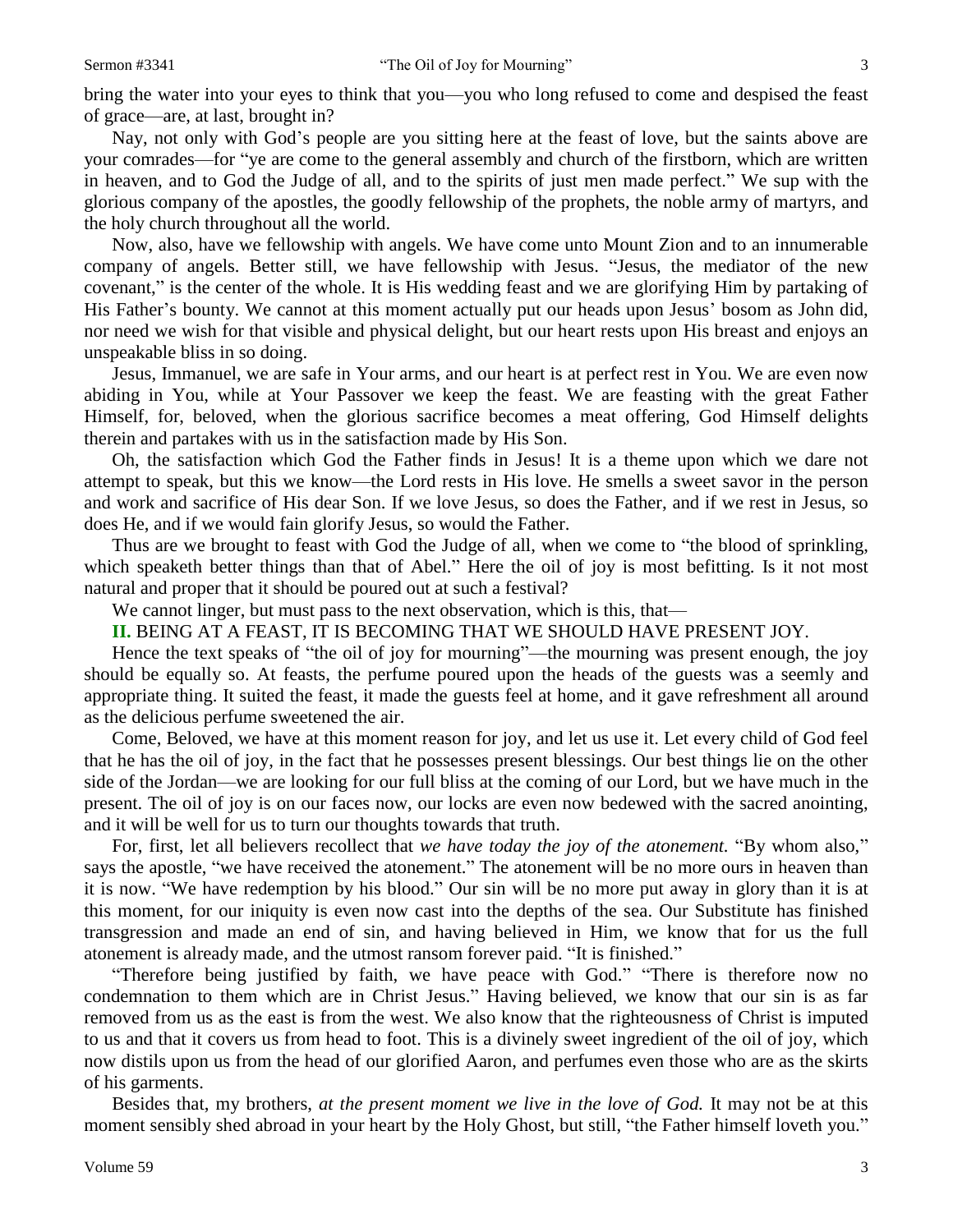bring the water into your eyes to think that you—you who long refused to come and despised the feast of grace—are, at last, brought in?

Nay, not only with God's people are you sitting here at the feast of love, but the saints above are your comrades—for "ye are come to the general assembly and church of the firstborn, which are written in heaven, and to God the Judge of all, and to the spirits of just men made perfect." We sup with the glorious company of the apostles, the goodly fellowship of the prophets, the noble army of martyrs, and the holy church throughout all the world.

Now, also, have we fellowship with angels. We have come unto Mount Zion and to an innumerable company of angels. Better still, we have fellowship with Jesus. "Jesus, the mediator of the new covenant," is the center of the whole. It is His wedding feast and we are glorifying Him by partaking of His Father's bounty. We cannot at this moment actually put our heads upon Jesus' bosom as John did, nor need we wish for that visible and physical delight, but our heart rests upon His breast and enjoys an unspeakable bliss in so doing.

Jesus, Immanuel, we are safe in Your arms, and our heart is at perfect rest in You. We are even now abiding in You, while at Your Passover we keep the feast. We are feasting with the great Father Himself, for, beloved, when the glorious sacrifice becomes a meat offering, God Himself delights therein and partakes with us in the satisfaction made by His Son.

Oh, the satisfaction which God the Father finds in Jesus! It is a theme upon which we dare not attempt to speak, but this we know—the Lord rests in His love. He smells a sweet savor in the person and work and sacrifice of His dear Son. If we love Jesus, so does the Father, and if we rest in Jesus, so does He, and if we would fain glorify Jesus, so would the Father.

Thus are we brought to feast with God the Judge of all, when we come to "the blood of sprinkling, which speaketh better things than that of Abel." Here the oil of joy is most befitting. Is it not most natural and proper that it should be poured out at such a festival?

We cannot linger, but must pass to the next observation, which is this, that—

**II.** BEING AT A FEAST, IT IS BECOMING THAT WE SHOULD HAVE PRESENT JOY.

Hence the text speaks of "the oil of joy for mourning"—the mourning was present enough, the joy should be equally so. At feasts, the perfume poured upon the heads of the guests was a seemly and appropriate thing. It suited the feast, it made the guests feel at home, and it gave refreshment all around as the delicious perfume sweetened the air.

Come, Beloved, we have at this moment reason for joy, and let us use it. Let every child of God feel that he has the oil of joy, in the fact that he possesses present blessings. Our best things lie on the other side of the Jordan—we are looking for our full bliss at the coming of our Lord, but we have much in the present. The oil of joy is on our faces now, our locks are even now bedewed with the sacred anointing, and it will be well for us to turn our thoughts towards that truth.

For, first, let all believers recollect that *we have today the joy of the atonement.* "By whom also," says the apostle, "we have received the atonement." The atonement will be no more ours in heaven than it is now. "We have redemption by his blood." Our sin will be no more put away in glory than it is at this moment, for our iniquity is even now cast into the depths of the sea. Our Substitute has finished transgression and made an end of sin, and having believed in Him, we know that for us the full atonement is already made, and the utmost ransom forever paid. "It is finished."

"Therefore being justified by faith, we have peace with God." "There is therefore now no condemnation to them which are in Christ Jesus." Having believed, we know that our sin is as far removed from us as the east is from the west. We also know that the righteousness of Christ is imputed to us and that it covers us from head to foot. This is a divinely sweet ingredient of the oil of joy, which now distils upon us from the head of our glorified Aaron, and perfumes even those who are as the skirts of his garments.

Besides that, my brothers, *at the present moment we live in the love of God.* It may not be at this moment sensibly shed abroad in your heart by the Holy Ghost, but still, "the Father himself loveth you."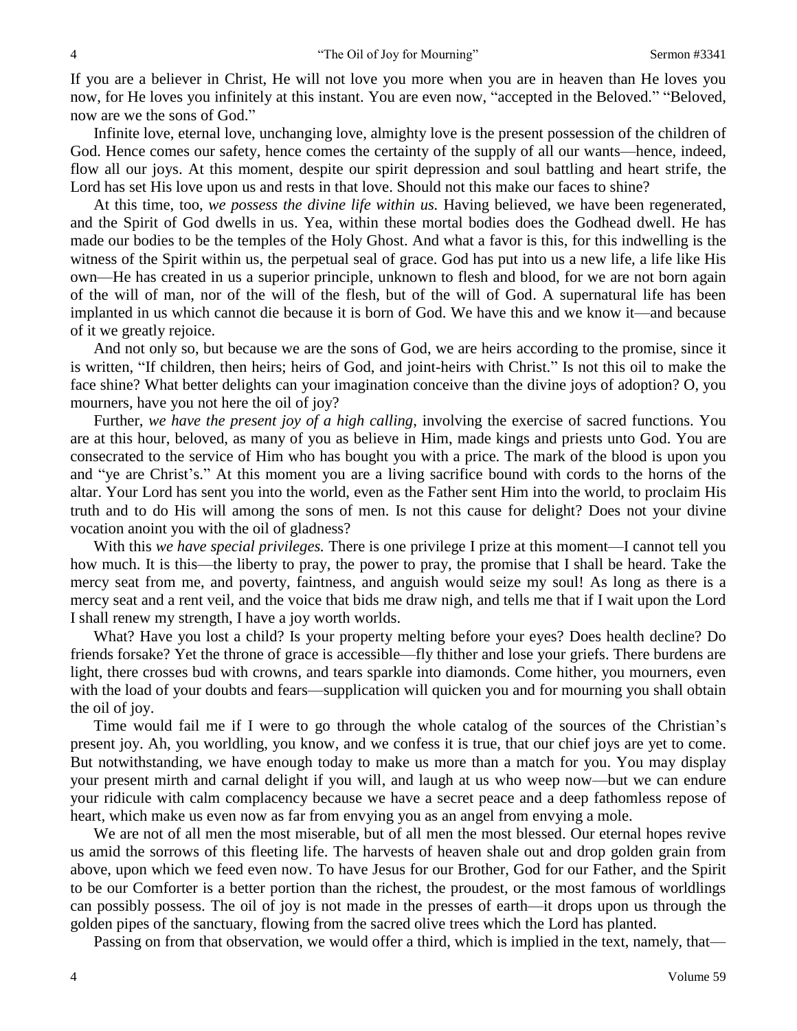If you are a believer in Christ, He will not love you more when you are in heaven than He loves you now, for He loves you infinitely at this instant. You are even now, "accepted in the Beloved." "Beloved, now are we the sons of God."

Infinite love, eternal love, unchanging love, almighty love is the present possession of the children of God. Hence comes our safety, hence comes the certainty of the supply of all our wants—hence, indeed, flow all our joys. At this moment, despite our spirit depression and soul battling and heart strife, the Lord has set His love upon us and rests in that love. Should not this make our faces to shine?

At this time, too, *we possess the divine life within us.* Having believed, we have been regenerated, and the Spirit of God dwells in us. Yea, within these mortal bodies does the Godhead dwell. He has made our bodies to be the temples of the Holy Ghost. And what a favor is this, for this indwelling is the witness of the Spirit within us, the perpetual seal of grace. God has put into us a new life, a life like His own—He has created in us a superior principle, unknown to flesh and blood, for we are not born again of the will of man, nor of the will of the flesh, but of the will of God. A supernatural life has been implanted in us which cannot die because it is born of God. We have this and we know it—and because of it we greatly rejoice.

And not only so, but because we are the sons of God, we are heirs according to the promise, since it is written, "If children, then heirs; heirs of God, and joint-heirs with Christ." Is not this oil to make the face shine? What better delights can your imagination conceive than the divine joys of adoption? O, you mourners, have you not here the oil of joy?

Further, *we have the present joy of a high calling*, involving the exercise of sacred functions. You are at this hour, beloved, as many of you as believe in Him, made kings and priests unto God. You are consecrated to the service of Him who has bought you with a price. The mark of the blood is upon you and "ye are Christ's." At this moment you are a living sacrifice bound with cords to the horns of the altar. Your Lord has sent you into the world, even as the Father sent Him into the world, to proclaim His truth and to do His will among the sons of men. Is not this cause for delight? Does not your divine vocation anoint you with the oil of gladness?

With this *we have special privileges.* There is one privilege I prize at this moment—I cannot tell you how much. It is this—the liberty to pray, the power to pray, the promise that I shall be heard. Take the mercy seat from me, and poverty, faintness, and anguish would seize my soul! As long as there is a mercy seat and a rent veil, and the voice that bids me draw nigh, and tells me that if I wait upon the Lord I shall renew my strength, I have a joy worth worlds.

What? Have you lost a child? Is your property melting before your eyes? Does health decline? Do friends forsake? Yet the throne of grace is accessible—fly thither and lose your griefs. There burdens are light, there crosses bud with crowns, and tears sparkle into diamonds. Come hither, you mourners, even with the load of your doubts and fears—supplication will quicken you and for mourning you shall obtain the oil of joy.

Time would fail me if I were to go through the whole catalog of the sources of the Christian's present joy. Ah, you worldling, you know, and we confess it is true, that our chief joys are yet to come. But notwithstanding, we have enough today to make us more than a match for you. You may display your present mirth and carnal delight if you will, and laugh at us who weep now—but we can endure your ridicule with calm complacency because we have a secret peace and a deep fathomless repose of heart, which make us even now as far from envying you as an angel from envying a mole.

We are not of all men the most miserable, but of all men the most blessed. Our eternal hopes revive us amid the sorrows of this fleeting life. The harvests of heaven shale out and drop golden grain from above, upon which we feed even now. To have Jesus for our Brother, God for our Father, and the Spirit to be our Comforter is a better portion than the richest, the proudest, or the most famous of worldlings can possibly possess. The oil of joy is not made in the presses of earth—it drops upon us through the golden pipes of the sanctuary, flowing from the sacred olive trees which the Lord has planted.

Passing on from that observation, we would offer a third, which is implied in the text, namely, that—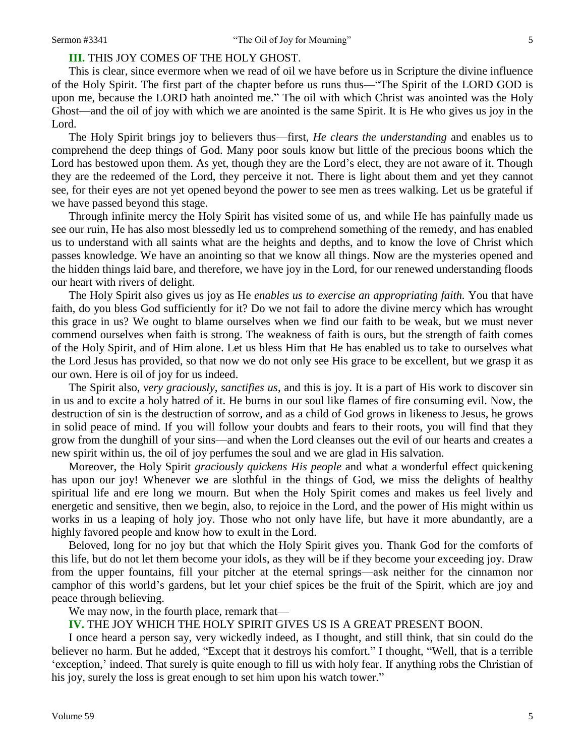**III.** THIS JOY COMES OF THE HOLY GHOST.

This is clear, since evermore when we read of oil we have before us in Scripture the divine influence of the Holy Spirit. The first part of the chapter before us runs thus—"The Spirit of the LORD GOD is upon me, because the LORD hath anointed me." The oil with which Christ was anointed was the Holy Ghost—and the oil of joy with which we are anointed is the same Spirit. It is He who gives us joy in the Lord.

The Holy Spirit brings joy to believers thus—first, *He clears the understanding* and enables us to comprehend the deep things of God. Many poor souls know but little of the precious boons which the Lord has bestowed upon them. As yet, though they are the Lord's elect, they are not aware of it. Though they are the redeemed of the Lord, they perceive it not. There is light about them and yet they cannot see, for their eyes are not yet opened beyond the power to see men as trees walking. Let us be grateful if we have passed beyond this stage.

Through infinite mercy the Holy Spirit has visited some of us, and while He has painfully made us see our ruin, He has also most blessedly led us to comprehend something of the remedy, and has enabled us to understand with all saints what are the heights and depths, and to know the love of Christ which passes knowledge. We have an anointing so that we know all things. Now are the mysteries opened and the hidden things laid bare, and therefore, we have joy in the Lord, for our renewed understanding floods our heart with rivers of delight.

The Holy Spirit also gives us joy as He *enables us to exercise an appropriating faith.* You that have faith, do you bless God sufficiently for it? Do we not fail to adore the divine mercy which has wrought this grace in us? We ought to blame ourselves when we find our faith to be weak, but we must never commend ourselves when faith is strong. The weakness of faith is ours, but the strength of faith comes of the Holy Spirit, and of Him alone. Let us bless Him that He has enabled us to take to ourselves what the Lord Jesus has provided, so that now we do not only see His grace to be excellent, but we grasp it as our own. Here is oil of joy for us indeed.

The Spirit also, *very graciously, sanctifies us*, and this is joy. It is a part of His work to discover sin in us and to excite a holy hatred of it. He burns in our soul like flames of fire consuming evil. Now, the destruction of sin is the destruction of sorrow, and as a child of God grows in likeness to Jesus, he grows in solid peace of mind. If you will follow your doubts and fears to their roots, you will find that they grow from the dunghill of your sins—and when the Lord cleanses out the evil of our hearts and creates a new spirit within us, the oil of joy perfumes the soul and we are glad in His salvation.

Moreover, the Holy Spirit *graciously quickens His people* and what a wonderful effect quickening has upon our joy! Whenever we are slothful in the things of God, we miss the delights of healthy spiritual life and ere long we mourn. But when the Holy Spirit comes and makes us feel lively and energetic and sensitive, then we begin, also, to rejoice in the Lord, and the power of His might within us works in us a leaping of holy joy. Those who not only have life, but have it more abundantly, are a highly favored people and know how to exult in the Lord.

Beloved, long for no joy but that which the Holy Spirit gives you. Thank God for the comforts of this life, but do not let them become your idols, as they will be if they become your exceeding joy. Draw from the upper fountains, fill your pitcher at the eternal springs—ask neither for the cinnamon nor camphor of this world's gardens, but let your chief spices be the fruit of the Spirit, which are joy and peace through believing.

We may now, in the fourth place, remark that—

**IV.** THE JOY WHICH THE HOLY SPIRIT GIVES US IS A GREAT PRESENT BOON.

I once heard a person say, very wickedly indeed, as I thought, and still think, that sin could do the believer no harm. But he added, "Except that it destroys his comfort." I thought, "Well, that is a terrible 'exception,' indeed. That surely is quite enough to fill us with holy fear. If anything robs the Christian of his joy, surely the loss is great enough to set him upon his watch tower."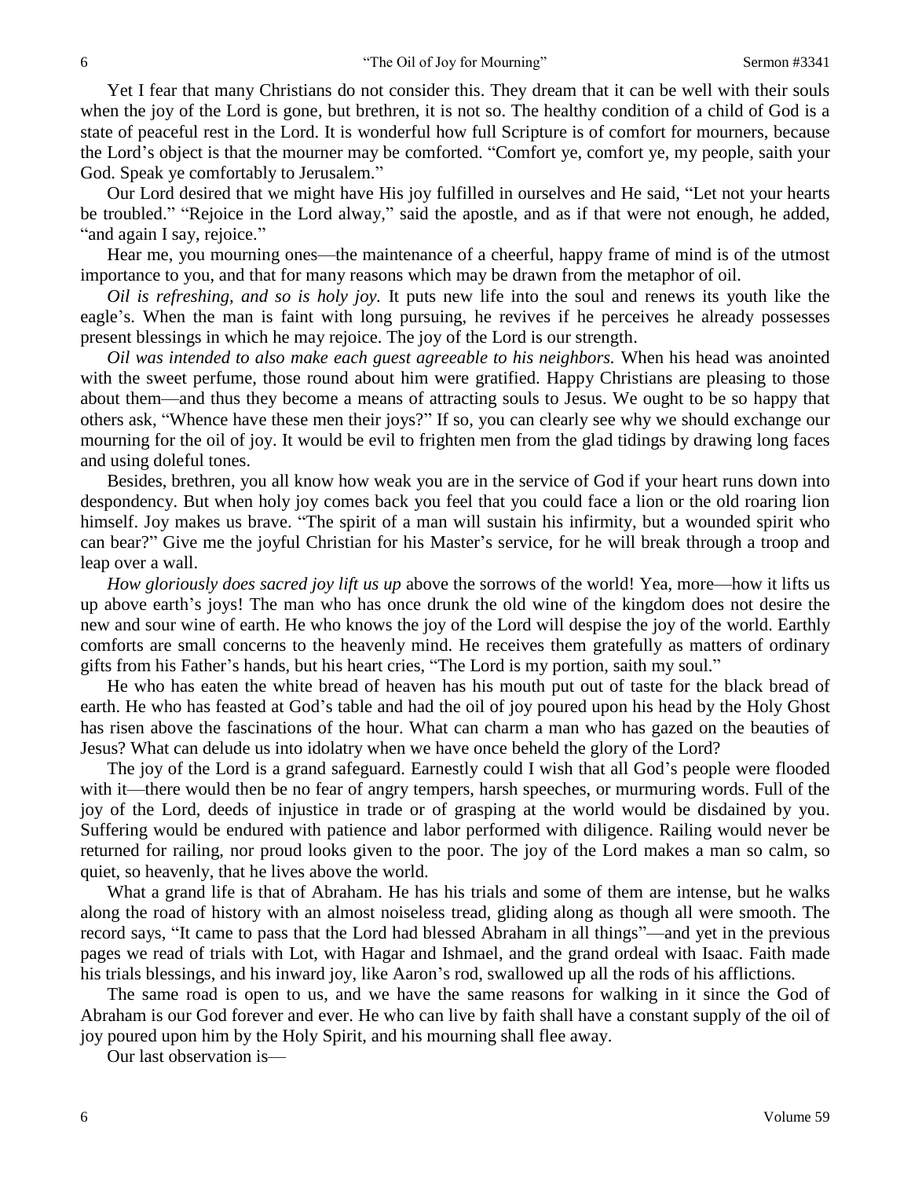Yet I fear that many Christians do not consider this. They dream that it can be well with their souls when the joy of the Lord is gone, but brethren, it is not so. The healthy condition of a child of God is a state of peaceful rest in the Lord. It is wonderful how full Scripture is of comfort for mourners, because the Lord's object is that the mourner may be comforted. "Comfort ye, comfort ye, my people, saith your God. Speak ye comfortably to Jerusalem."

Our Lord desired that we might have His joy fulfilled in ourselves and He said, "Let not your hearts be troubled." "Rejoice in the Lord alway," said the apostle, and as if that were not enough, he added, "and again I say, rejoice."

Hear me, you mourning ones—the maintenance of a cheerful, happy frame of mind is of the utmost importance to you, and that for many reasons which may be drawn from the metaphor of oil.

*Oil is refreshing, and so is holy joy.* It puts new life into the soul and renews its youth like the eagle's. When the man is faint with long pursuing, he revives if he perceives he already possesses present blessings in which he may rejoice. The joy of the Lord is our strength.

*Oil was intended to also make each guest agreeable to his neighbors.* When his head was anointed with the sweet perfume, those round about him were gratified. Happy Christians are pleasing to those about them—and thus they become a means of attracting souls to Jesus. We ought to be so happy that others ask, "Whence have these men their joys?" If so, you can clearly see why we should exchange our mourning for the oil of joy. It would be evil to frighten men from the glad tidings by drawing long faces and using doleful tones.

Besides, brethren, you all know how weak you are in the service of God if your heart runs down into despondency. But when holy joy comes back you feel that you could face a lion or the old roaring lion himself. Joy makes us brave. "The spirit of a man will sustain his infirmity, but a wounded spirit who can bear?" Give me the joyful Christian for his Master's service, for he will break through a troop and leap over a wall.

*How gloriously does sacred joy lift us up* above the sorrows of the world! Yea, more—how it lifts us up above earth's joys! The man who has once drunk the old wine of the kingdom does not desire the new and sour wine of earth. He who knows the joy of the Lord will despise the joy of the world. Earthly comforts are small concerns to the heavenly mind. He receives them gratefully as matters of ordinary gifts from his Father's hands, but his heart cries, "The Lord is my portion, saith my soul."

He who has eaten the white bread of heaven has his mouth put out of taste for the black bread of earth. He who has feasted at God's table and had the oil of joy poured upon his head by the Holy Ghost has risen above the fascinations of the hour. What can charm a man who has gazed on the beauties of Jesus? What can delude us into idolatry when we have once beheld the glory of the Lord?

The joy of the Lord is a grand safeguard. Earnestly could I wish that all God's people were flooded with it—there would then be no fear of angry tempers, harsh speeches, or murmuring words. Full of the joy of the Lord, deeds of injustice in trade or of grasping at the world would be disdained by you. Suffering would be endured with patience and labor performed with diligence. Railing would never be returned for railing, nor proud looks given to the poor. The joy of the Lord makes a man so calm, so quiet, so heavenly, that he lives above the world.

What a grand life is that of Abraham. He has his trials and some of them are intense, but he walks along the road of history with an almost noiseless tread, gliding along as though all were smooth. The record says, "It came to pass that the Lord had blessed Abraham in all things"—and yet in the previous pages we read of trials with Lot, with Hagar and Ishmael, and the grand ordeal with Isaac. Faith made his trials blessings, and his inward joy, like Aaron's rod, swallowed up all the rods of his afflictions.

The same road is open to us, and we have the same reasons for walking in it since the God of Abraham is our God forever and ever. He who can live by faith shall have a constant supply of the oil of joy poured upon him by the Holy Spirit, and his mourning shall flee away.

Our last observation is—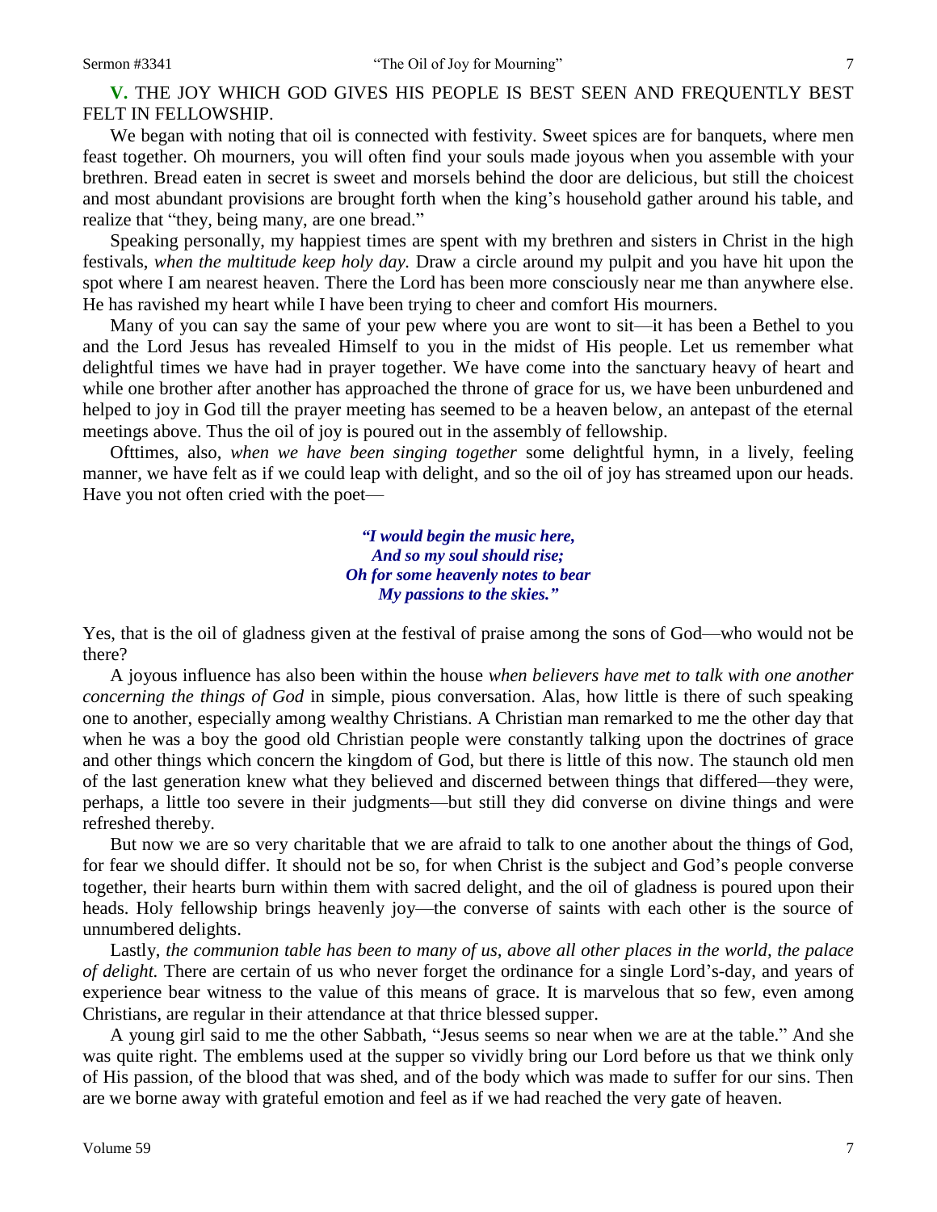**V.** THE JOY WHICH GOD GIVES HIS PEOPLE IS BEST SEEN AND FREQUENTLY BEST FELT IN FELLOWSHIP.

We began with noting that oil is connected with festivity. Sweet spices are for banquets, where men feast together. Oh mourners, you will often find your souls made joyous when you assemble with your brethren. Bread eaten in secret is sweet and morsels behind the door are delicious, but still the choicest and most abundant provisions are brought forth when the king's household gather around his table, and realize that "they, being many, are one bread."

Speaking personally, my happiest times are spent with my brethren and sisters in Christ in the high festivals, *when the multitude keep holy day.* Draw a circle around my pulpit and you have hit upon the spot where I am nearest heaven. There the Lord has been more consciously near me than anywhere else. He has ravished my heart while I have been trying to cheer and comfort His mourners.

Many of you can say the same of your pew where you are wont to sit—it has been a Bethel to you and the Lord Jesus has revealed Himself to you in the midst of His people. Let us remember what delightful times we have had in prayer together. We have come into the sanctuary heavy of heart and while one brother after another has approached the throne of grace for us, we have been unburdened and helped to joy in God till the prayer meeting has seemed to be a heaven below, an antepast of the eternal meetings above. Thus the oil of joy is poured out in the assembly of fellowship.

Ofttimes, also, *when we have been singing together* some delightful hymn, in a lively, feeling manner, we have felt as if we could leap with delight, and so the oil of joy has streamed upon our heads. Have you not often cried with the poet—

> *"I would begin the music here,*
> *And so my soul should rise;*
> *Oh for some heavenly notes to bear*
> *My passions to the skies."*

Yes, that is the oil of gladness given at the festival of praise among the sons of God—who would not be there?

A joyous influence has also been within the house *when believers have met to talk with one another concerning the things of God* in simple, pious conversation. Alas, how little is there of such speaking one to another, especially among wealthy Christians. A Christian man remarked to me the other day that when he was a boy the good old Christian people were constantly talking upon the doctrines of grace and other things which concern the kingdom of God, but there is little of this now. The staunch old men of the last generation knew what they believed and discerned between things that differed—they were, perhaps, a little too severe in their judgments—but still they did converse on divine things and were refreshed thereby.

But now we are so very charitable that we are afraid to talk to one another about the things of God, for fear we should differ. It should not be so, for when Christ is the subject and God's people converse together, their hearts burn within them with sacred delight, and the oil of gladness is poured upon their heads. Holy fellowship brings heavenly joy—the converse of saints with each other is the source of unnumbered delights.

Lastly, *the communion table has been to many of us, above all other places in the world, the palace of delight.* There are certain of us who never forget the ordinance for a single Lord's-day, and years of experience bear witness to the value of this means of grace. It is marvelous that so few, even among Christians, are regular in their attendance at that thrice blessed supper.

A young girl said to me the other Sabbath, "Jesus seems so near when we are at the table." And she was quite right. The emblems used at the supper so vividly bring our Lord before us that we think only of His passion, of the blood that was shed, and of the body which was made to suffer for our sins. Then are we borne away with grateful emotion and feel as if we had reached the very gate of heaven.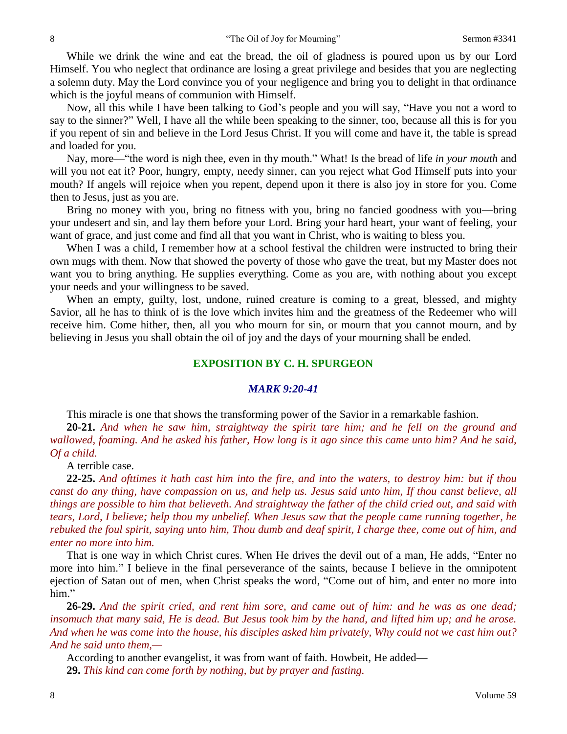While we drink the wine and eat the bread, the oil of gladness is poured upon us by our Lord Himself. You who neglect that ordinance are losing a great privilege and besides that you are neglecting a solemn duty. May the Lord convince you of your negligence and bring you to delight in that ordinance which is the joyful means of communion with Himself.

Now, all this while I have been talking to God's people and you will say, "Have you not a word to say to the sinner?" Well, I have all the while been speaking to the sinner, too, because all this is for you if you repent of sin and believe in the Lord Jesus Christ. If you will come and have it, the table is spread and loaded for you.

Nay, more—"the word is nigh thee, even in thy mouth." What! Is the bread of life *in your mouth* and will you not eat it? Poor, hungry, empty, needy sinner, can you reject what God Himself puts into your mouth? If angels will rejoice when you repent, depend upon it there is also joy in store for you. Come then to Jesus, just as you are.

Bring no money with you, bring no fitness with you, bring no fancied goodness with you—bring your undesert and sin, and lay them before your Lord. Bring your hard heart, your want of feeling, your want of grace, and just come and find all that you want in Christ, who is waiting to bless you.

When I was a child, I remember how at a school festival the children were instructed to bring their own mugs with them. Now that showed the poverty of those who gave the treat, but my Master does not want you to bring anything. He supplies everything. Come as you are, with nothing about you except your needs and your willingness to be saved.

When an empty, guilty, lost, undone, ruined creature is coming to a great, blessed, and mighty Savior, all he has to think of is the love which invites him and the greatness of the Redeemer who will receive him. Come hither, then, all you who mourn for sin, or mourn that you cannot mourn, and by believing in Jesus you shall obtain the oil of joy and the days of your mourning shall be ended.

## EXPOSITION BY C. H. SPURGEON

### *MARK 9:20-41*

This miracle is one that shows the transforming power of the Savior in a remarkable fashion.

**20-21.** *And when he saw him, straightway the spirit tare him; and he fell on the ground and wallowed, foaming. And he asked his father, How long is it ago since this came unto him? And he said, Of a child.*

A terrible case.

**22-25.** *And ofttimes it hath cast him into the fire, and into the waters, to destroy him: but if thou canst do any thing, have compassion on us, and help us. Jesus said unto him, If thou canst believe, all things are possible to him that believeth. And straightway the father of the child cried out, and said with tears, Lord, I believe; help thou my unbelief. When Jesus saw that the people came running together, he rebuked the foul spirit, saying unto him, Thou dumb and deaf spirit, I charge thee, come out of him, and enter no more into him.*

That is one way in which Christ cures. When He drives the devil out of a man, He adds, "Enter no more into him." I believe in the final perseverance of the saints, because I believe in the omnipotent ejection of Satan out of men, when Christ speaks the word, "Come out of him, and enter no more into him."

**26-29.** *And the spirit cried, and rent him sore, and came out of him: and he was as one dead; insomuch that many said, He is dead. But Jesus took him by the hand, and lifted him up; and he arose. And when he was come into the house, his disciples asked him privately, Why could not we cast him out? And he said unto them,—*

According to another evangelist, it was from want of faith. Howbeit, He added—

**29.** *This kind can come forth by nothing, but by prayer and fasting.*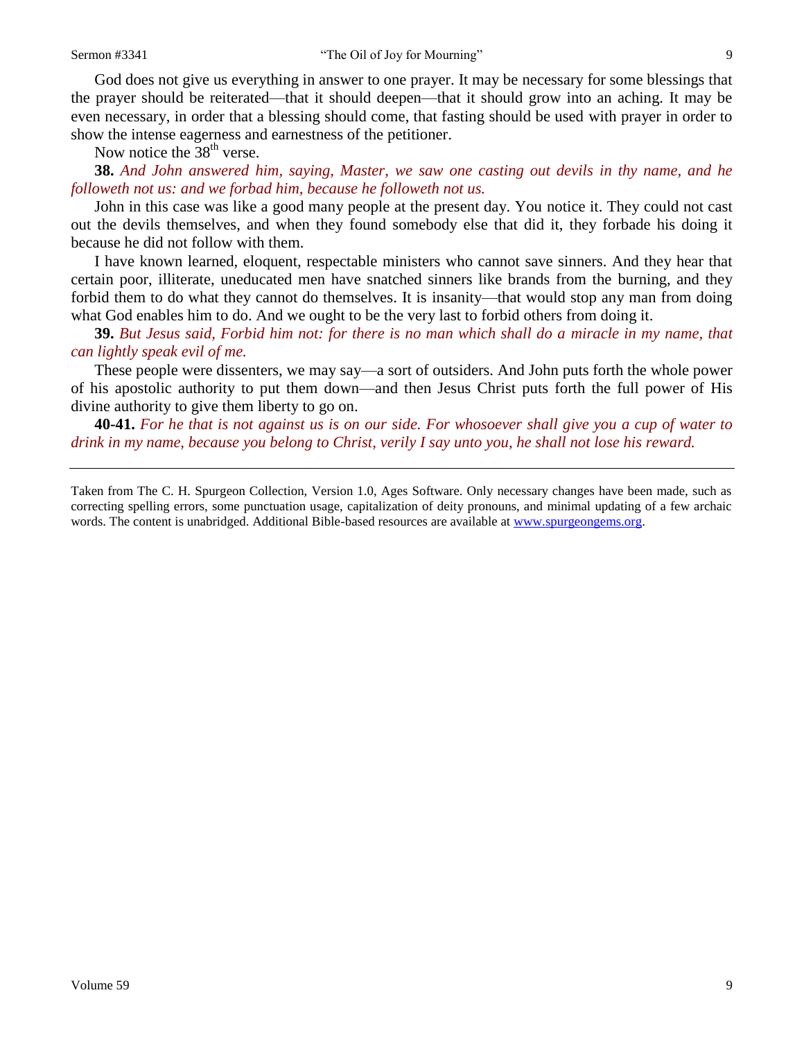God does not give us everything in answer to one prayer. It may be necessary for some blessings that the prayer should be reiterated—that it should deepen—that it should grow into an aching. It may be even necessary, in order that a blessing should come, that fasting should be used with prayer in order to show the intense eagerness and earnestness of the petitioner.

Now notice the 38th verse.

**38.** *And John answered him, saying, Master, we saw one casting out devils in thy name, and he followeth not us: and we forbad him, because he followeth not us.*

John in this case was like a good many people at the present day. You notice it. They could not cast out the devils themselves, and when they found somebody else that did it, they forbade his doing it because he did not follow with them.

I have known learned, eloquent, respectable ministers who cannot save sinners. And they hear that certain poor, illiterate, uneducated men have snatched sinners like brands from the burning, and they forbid them to do what they cannot do themselves. It is insanity—that would stop any man from doing what God enables him to do. And we ought to be the very last to forbid others from doing it.

**39.** *But Jesus said, Forbid him not: for there is no man which shall do a miracle in my name, that can lightly speak evil of me.*

These people were dissenters, we may say—a sort of outsiders. And John puts forth the whole power of his apostolic authority to put them down—and then Jesus Christ puts forth the full power of His divine authority to give them liberty to go on.

**40-41.** *For he that is not against us is on our side. For whosoever shall give you a cup of water to drink in my name, because you belong to Christ, verily I say unto you, he shall not lose his reward.*

---

Taken from The C. H. Spurgeon Collection, Version 1.0, Ages Software. Only necessary changes have been made, such as correcting spelling errors, some punctuation usage, capitalization of deity pronouns, and minimal updating of a few archaic words. The content is unabridged. Additional Bible-based resources are available at www.spurgeongems.org.